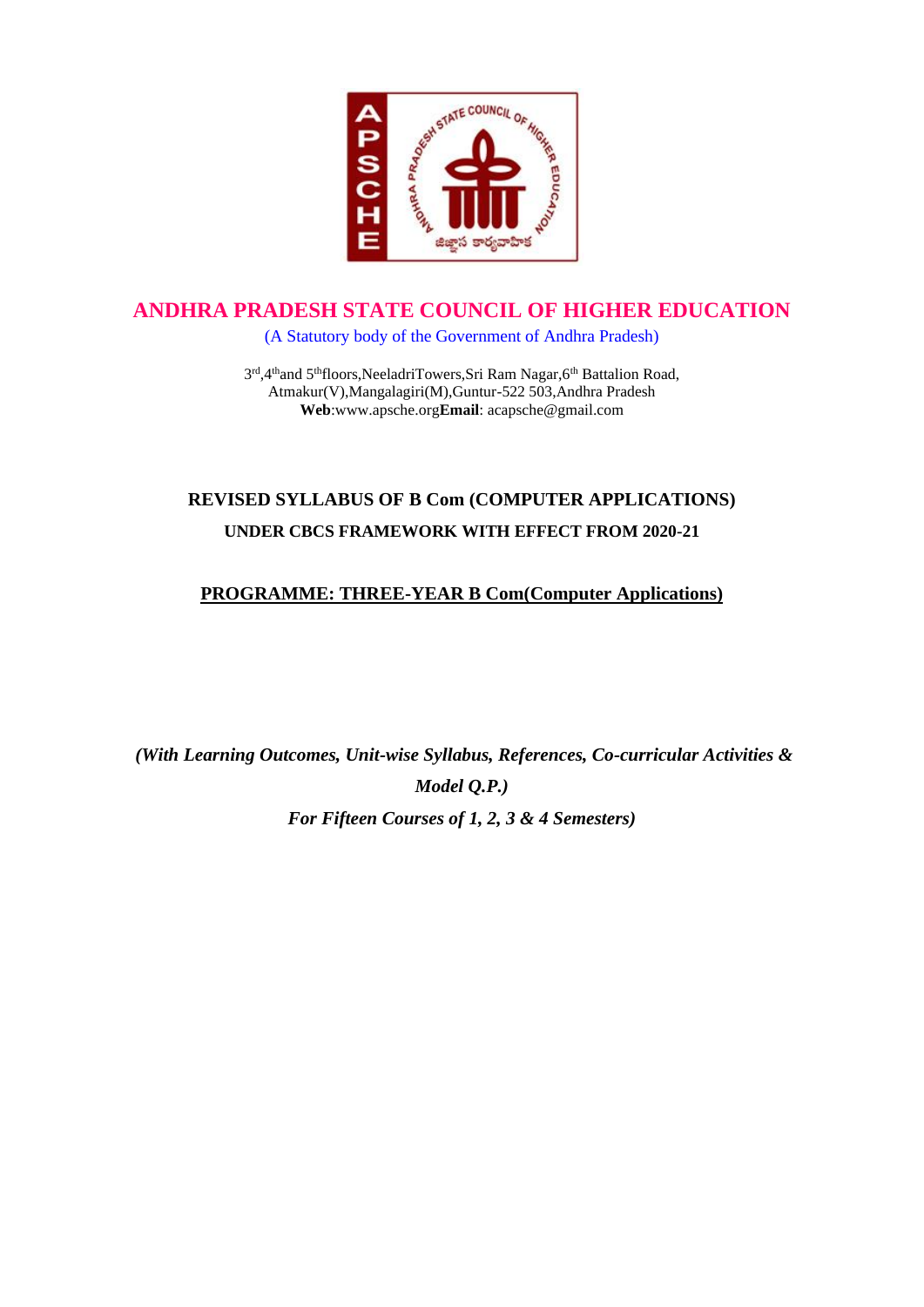# ANDHRA PRADESH STATE COUNCIL OF HIGHER EDUCATION

(A Statutory body of the Government of Andhra Pradesh)

3rd,4th and 5th floors,NeeladriTowers,Sri Ram Nagar,6th Battalion Road,
Atmakur(V),Mangalagiri(M),Guntur-522 503,Andhra Pradesh
**Web**:www.apsche.org **Email**: acapsche@gmail.com

## REVISED SYLLABUS OF B Com (COMPUTER APPLICATIONS)

### UNDER CBCS FRAMEWORK WITH EFFECT FROM 2020-21

### PROGRAMME: THREE-YEAR B Com(Computer Applications)

***(With Learning Outcomes, Unit-wise Syllabus, References, Co-curricular Activities & Model Q.P.)***

***For Fifteen Courses of 1, 2, 3 & 4 Semesters)***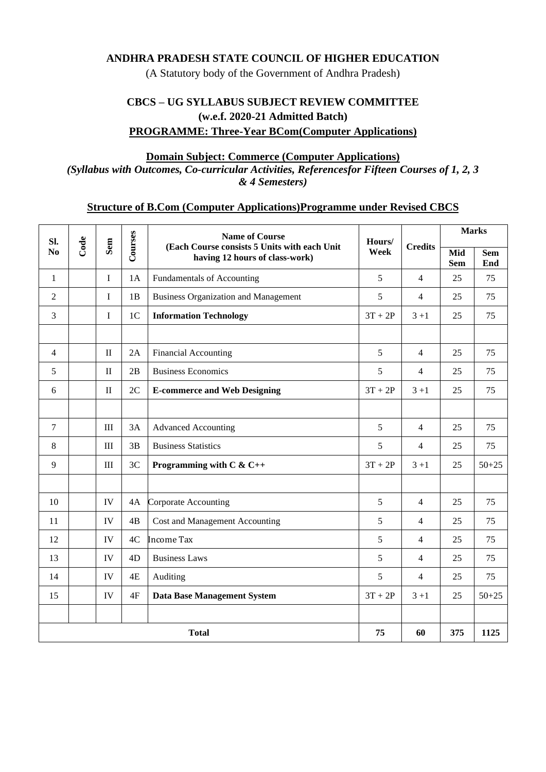**ANDHRA PRADESH STATE COUNCIL OF HIGHER EDUCATION**

(A Statutory body of the Government of Andhra Pradesh)

**CBCS – UG SYLLABUS SUBJECT REVIEW COMMITTEE**

**(w.e.f. 2020-21 Admitted Batch)**

**PROGRAMME: Three-Year BCom(Computer Applications)**

**Domain Subject: Commerce (Computer Applications)**

***(Syllabus with Outcomes, Co-curricular Activities, Referencesfor Fifteen Courses of 1, 2, 3 & 4 Semesters)***

**Structure of B.Com (Computer Applications)Programme under Revised CBCS**

| Sl. No | Code | Sem | Courses | Name of Course (Each Course consists 5 Units with each Unit having 12 hours of class-work) | Hours/ Week | Credits | Marks | |
|---|---|---|---|---|---|---|---|---|
| | | | | | | | Mid Sem | Sem End |
| 1 | | I | 1A | Fundamentals of Accounting | 5 | 4 | 25 | 75 |
| 2 | | I | 1B | Business Organization and Management | 5 | 4 | 25 | 75 |
| 3 | | I | 1C | **Information Technology** | 3T + 2P | 3 +1 | 25 | 75 |
| | | | | | | | | |
| 4 | | II | 2A | Financial Accounting | 5 | 4 | 25 | 75 |
| 5 | | II | 2B | Business Economics | 5 | 4 | 25 | 75 |
| 6 | | II | 2C | **E-commerce and Web Designing** | 3T + 2P | 3 +1 | 25 | 75 |
| | | | | | | | | |
| 7 | | III | 3A | Advanced Accounting | 5 | 4 | 25 | 75 |
| 8 | | III | 3B | Business Statistics | 5 | 4 | 25 | 75 |
| 9 | | III | 3C | **Programming with C & C++** | 3T + 2P | 3 +1 | 25 | 50+25 |
| | | | | | | | | |
| 10 | | IV | 4A | Corporate Accounting | 5 | 4 | 25 | 75 |
| 11 | | IV | 4B | Cost and Management Accounting | 5 | 4 | 25 | 75 |
| 12 | | IV | 4C | Income Tax | 5 | 4 | 25 | 75 |
| 13 | | IV | 4D | Business Laws | 5 | 4 | 25 | 75 |
| 14 | | IV | 4E | Auditing | 5 | 4 | 25 | 75 |
| 15 | | IV | 4F | **Data Base Management System** | 3T + 2P | 3 +1 | 25 | 50+25 |
| | | | | | | | | |
| **Total** | | | | | **75** | **60** | **375** | **1125** |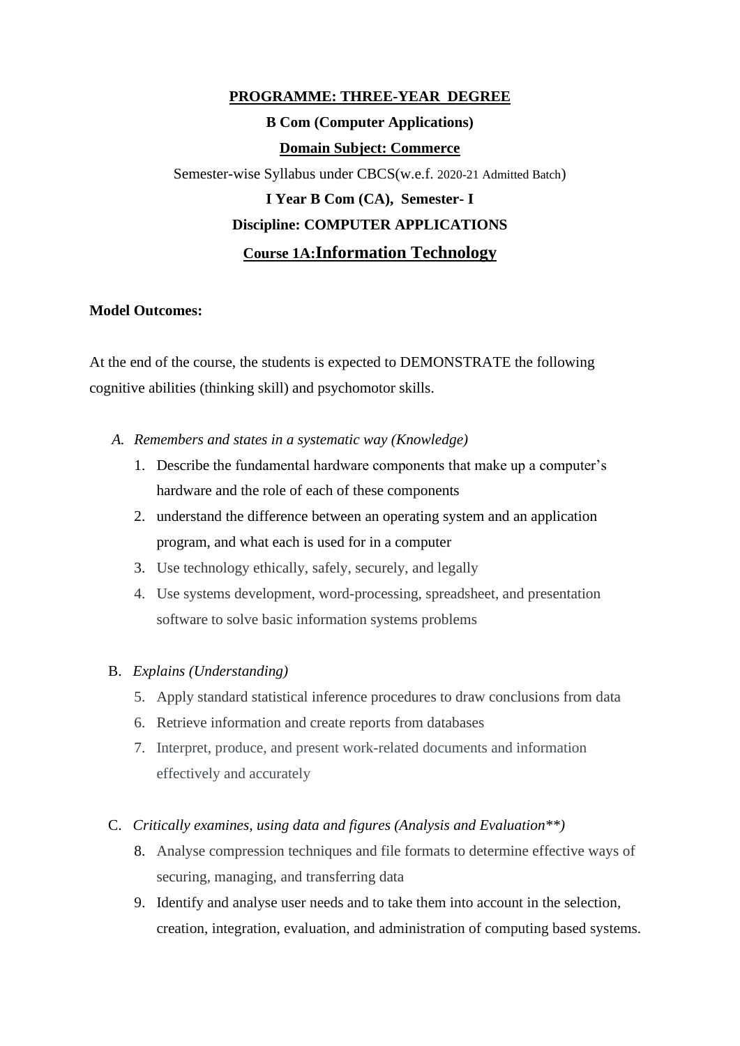**PROGRAMME: THREE-YEAR DEGREE**

**B Com (Computer Applications)**

**Domain Subject: Commerce**

Semester-wise Syllabus under CBCS(w.e.f. 2020-21 Admitted Batch)

**I Year B Com (CA), Semester- I**

**Discipline: COMPUTER APPLICATIONS**

**Course 1A:Information Technology**

**Model Outcomes:**

At the end of the course, the students is expected to DEMONSTRATE the following cognitive abilities (thinking skill) and psychomotor skills.

A. *Remembers and states in a systematic way (Knowledge)*
   1. Describe the fundamental hardware components that make up a computer's hardware and the role of each of these components
   2. understand the difference between an operating system and an application program, and what each is used for in a computer
   3. Use technology ethically, safely, securely, and legally
   4. Use systems development, word-processing, spreadsheet, and presentation software to solve basic information systems problems

B. *Explains (Understanding)*
   5. Apply standard statistical inference procedures to draw conclusions from data
   6. Retrieve information and create reports from databases
   7. Interpret, produce, and present work-related documents and information effectively and accurately

C. *Critically examines, using data and figures (Analysis and Evaluation**)*
   8. Analyse compression techniques and file formats to determine effective ways of securing, managing, and transferring data
   9. Identify and analyse user needs and to take them into account in the selection, creation, integration, evaluation, and administration of computing based systems.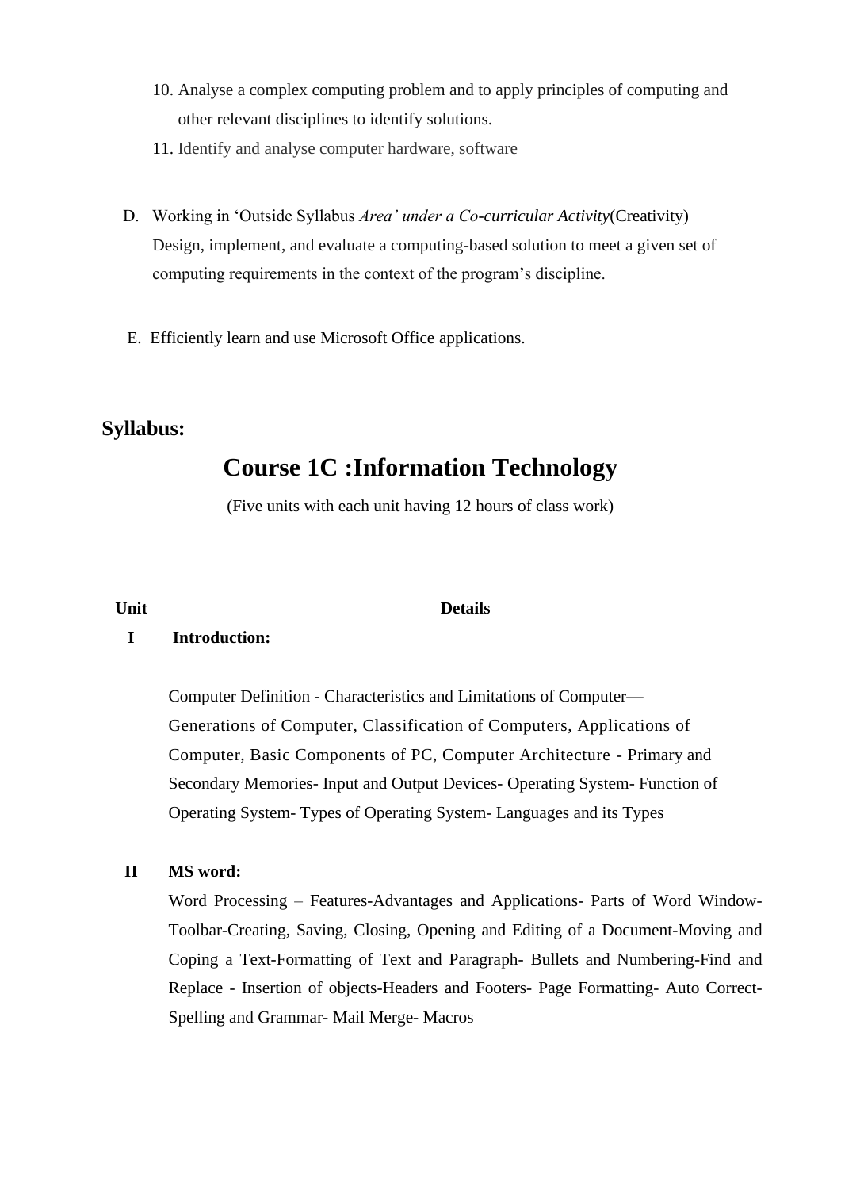10. Analyse a complex computing problem and to apply principles of computing and other relevant disciplines to identify solutions.
11. Identify and analyse computer hardware, software

D. Working in 'Outside Syllabus *Area' under a Co-curricular Activity*(Creativity) Design, implement, and evaluate a computing-based solution to meet a given set of computing requirements in the context of the program's discipline.

E. Efficiently learn and use Microsoft Office applications.

**Syllabus:**

# Course 1C :Information Technology

(Five units with each unit having 12 hours of class work)

| Unit | Details |
|---|---|
| I | **Introduction:**<br><br>Computer Definition - Characteristics and Limitations of Computer— Generations of Computer, Classification of Computers, Applications of Computer, Basic Components of PC, Computer Architecture - Primary and Secondary Memories- Input and Output Devices- Operating System- Function of Operating System- Types of Operating System- Languages and its Types |
| II | **MS word:**<br>Word Processing – Features-Advantages and Applications- Parts of Word Window-Toolbar-Creating, Saving, Closing, Opening and Editing of a Document-Moving and Coping a Text-Formatting of Text and Paragraph- Bullets and Numbering-Find and Replace - Insertion of objects-Headers and Footers- Page Formatting- Auto Correct-Spelling and Grammar- Mail Merge- Macros |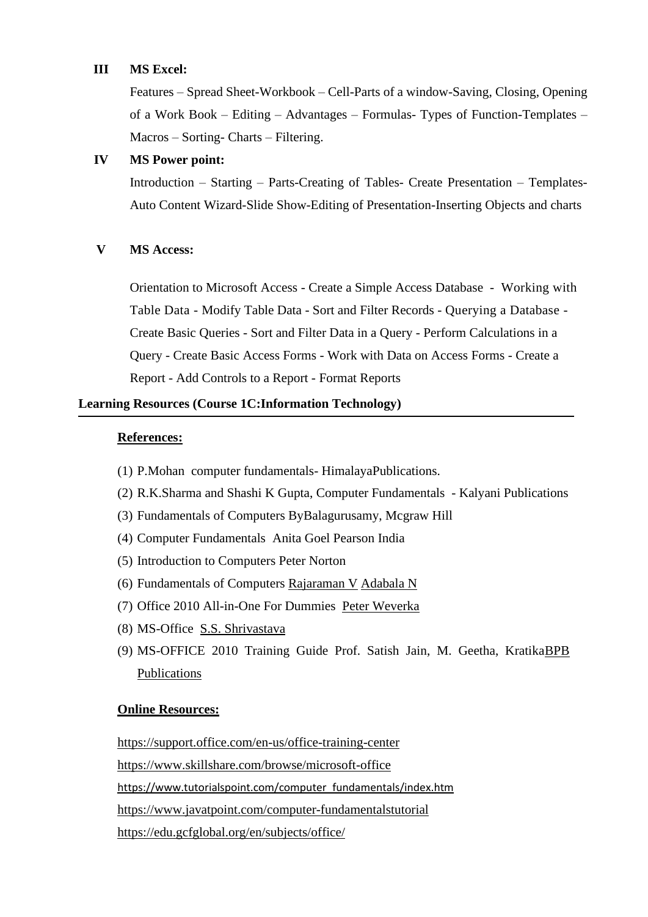**III MS Excel:**

Features – Spread Sheet-Workbook – Cell-Parts of a window-Saving, Closing, Opening of a Work Book – Editing – Advantages – Formulas- Types of Function-Templates – Macros – Sorting- Charts – Filtering.

**IV MS Power point:**

Introduction – Starting – Parts-Creating of Tables- Create Presentation – Templates-Auto Content Wizard-Slide Show-Editing of Presentation-Inserting Objects and charts

**V MS Access:**

Orientation to Microsoft Access - Create a Simple Access Database - Working with Table Data - Modify Table Data - Sort and Filter Records - Querying a Database - Create Basic Queries - Sort and Filter Data in a Query - Perform Calculations in a Query - Create Basic Access Forms - Work with Data on Access Forms - Create a Report - Add Controls to a Report - Format Reports

**Learning Resources (Course 1C:Information Technology)**

**References:**

(1) P.Mohan computer fundamentals- HimalayaPublications.
(2) R.K.Sharma and Shashi K Gupta, Computer Fundamentals - Kalyani Publications
(3) Fundamentals of Computers ByBalagurusamy, Mcgraw Hill
(4) Computer Fundamentals Anita Goel Pearson India
(5) Introduction to Computers Peter Norton
(6) Fundamentals of Computers Rajaraman V Adabala N
(7) Office 2010 All-in-One For Dummies Peter Weverka
(8) MS-Office S.S. Shrivastava
(9) MS-OFFICE 2010 Training Guide Prof. Satish Jain, M. Geetha, KratikaBPB Publications

**Online Resources:**

https://support.office.com/en-us/office-training-center
https://www.skillshare.com/browse/microsoft-office
https://www.tutorialspoint.com/computer_fundamentals/index.htm
https://www.javatpoint.com/computer-fundamentalstutorial
https://edu.gcfglobal.org/en/subjects/office/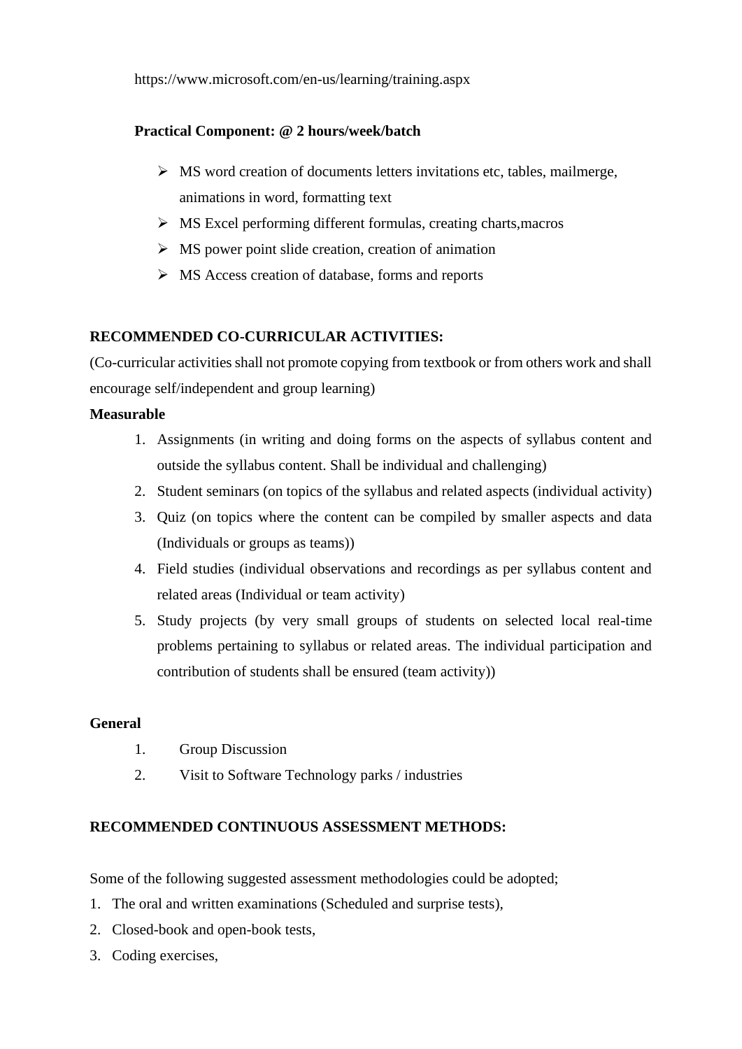https://www.microsoft.com/en-us/learning/training.aspx

**Practical Component: @ 2 hours/week/batch**

- MS word creation of documents letters invitations etc, tables, mailmerge, animations in word, formatting text
- MS Excel performing different formulas, creating charts,macros
- MS power point slide creation, creation of animation
- MS Access creation of database, forms and reports

**RECOMMENDED CO-CURRICULAR ACTIVITIES:**

(Co-curricular activities shall not promote copying from textbook or from others work and shall encourage self/independent and group learning)

**Measurable**

1. Assignments (in writing and doing forms on the aspects of syllabus content and outside the syllabus content. Shall be individual and challenging)
2. Student seminars (on topics of the syllabus and related aspects (individual activity)
3. Quiz (on topics where the content can be compiled by smaller aspects and data (Individuals or groups as teams))
4. Field studies (individual observations and recordings as per syllabus content and related areas (Individual or team activity)
5. Study projects (by very small groups of students on selected local real-time problems pertaining to syllabus or related areas. The individual participation and contribution of students shall be ensured (team activity))

**General**

1. Group Discussion
2. Visit to Software Technology parks / industries

**RECOMMENDED CONTINUOUS ASSESSMENT METHODS:**

Some of the following suggested assessment methodologies could be adopted;

1. The oral and written examinations (Scheduled and surprise tests),
2. Closed-book and open-book tests,
3. Coding exercises,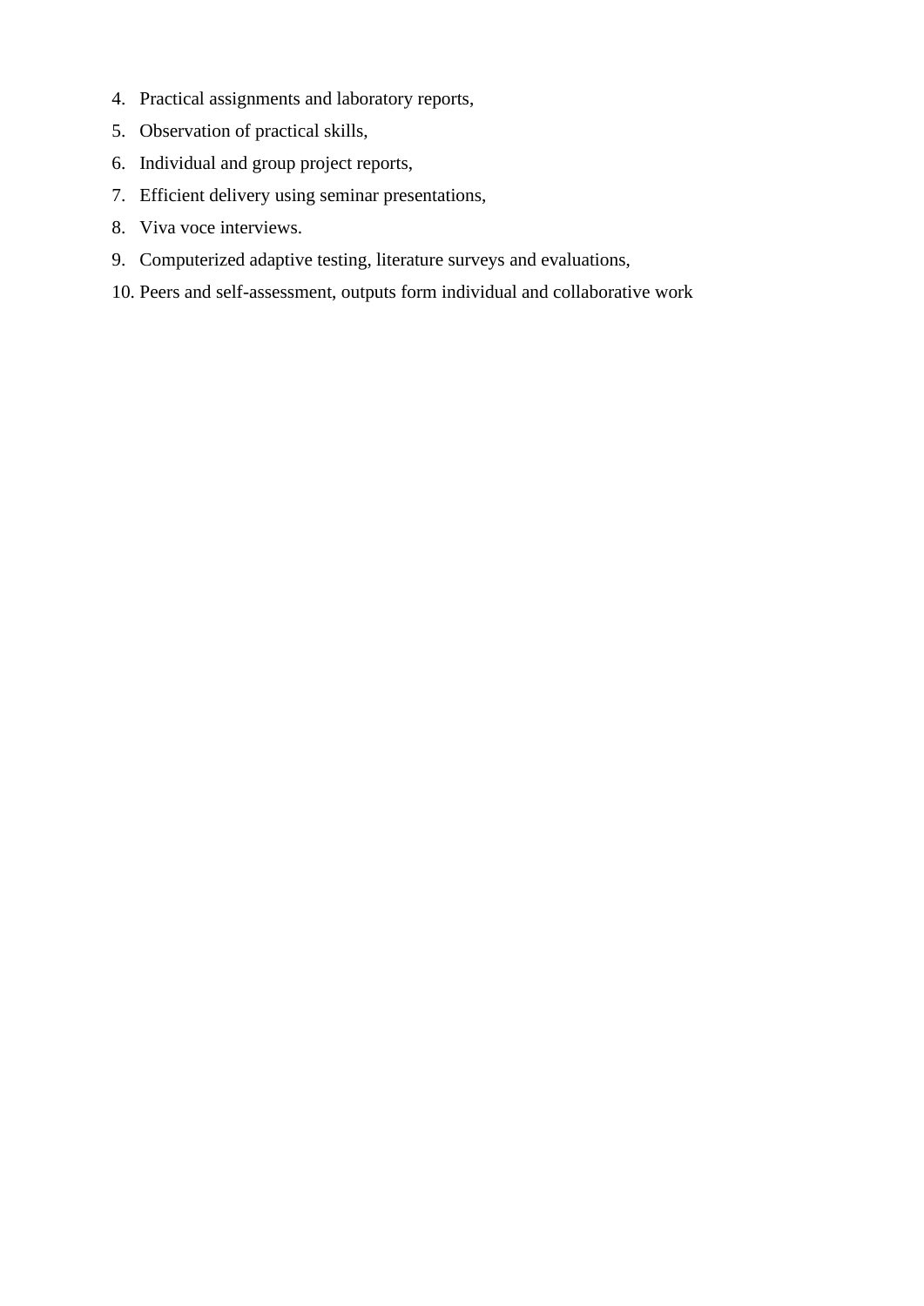4. Practical assignments and laboratory reports,
5. Observation of practical skills,
6. Individual and group project reports,
7. Efficient delivery using seminar presentations,
8. Viva voce interviews.
9. Computerized adaptive testing, literature surveys and evaluations,
10. Peers and self-assessment, outputs form individual and collaborative work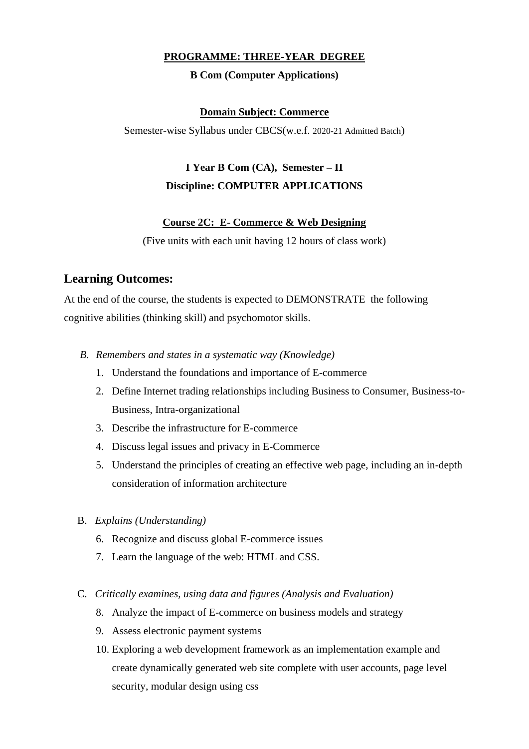**PROGRAMME: THREE-YEAR DEGREE**

**B Com (Computer Applications)**

**Domain Subject: Commerce**

Semester-wise Syllabus under CBCS(w.e.f. 2020-21 Admitted Batch)

**I Year B Com (CA), Semester – II**

**Discipline: COMPUTER APPLICATIONS**

**Course 2C: E- Commerce & Web Designing**

(Five units with each unit having 12 hours of class work)

## Learning Outcomes:

At the end of the course, the students is expected to DEMONSTRATE the following cognitive abilities (thinking skill) and psychomotor skills.

B. *Remembers and states in a systematic way (Knowledge)*

1. Understand the foundations and importance of E-commerce
2. Define Internet trading relationships including Business to Consumer, Business-to-Business, Intra-organizational
3. Describe the infrastructure for E-commerce
4. Discuss legal issues and privacy in E-Commerce
5. Understand the principles of creating an effective web page, including an in-depth consideration of information architecture

B. *Explains (Understanding)*

6. Recognize and discuss global E-commerce issues
7. Learn the language of the web: HTML and CSS.

C. *Critically examines, using data and figures (Analysis and Evaluation)*

8. Analyze the impact of E-commerce on business models and strategy
9. Assess electronic payment systems
10. Exploring a web development framework as an implementation example and create dynamically generated web site complete with user accounts, page level security, modular design using css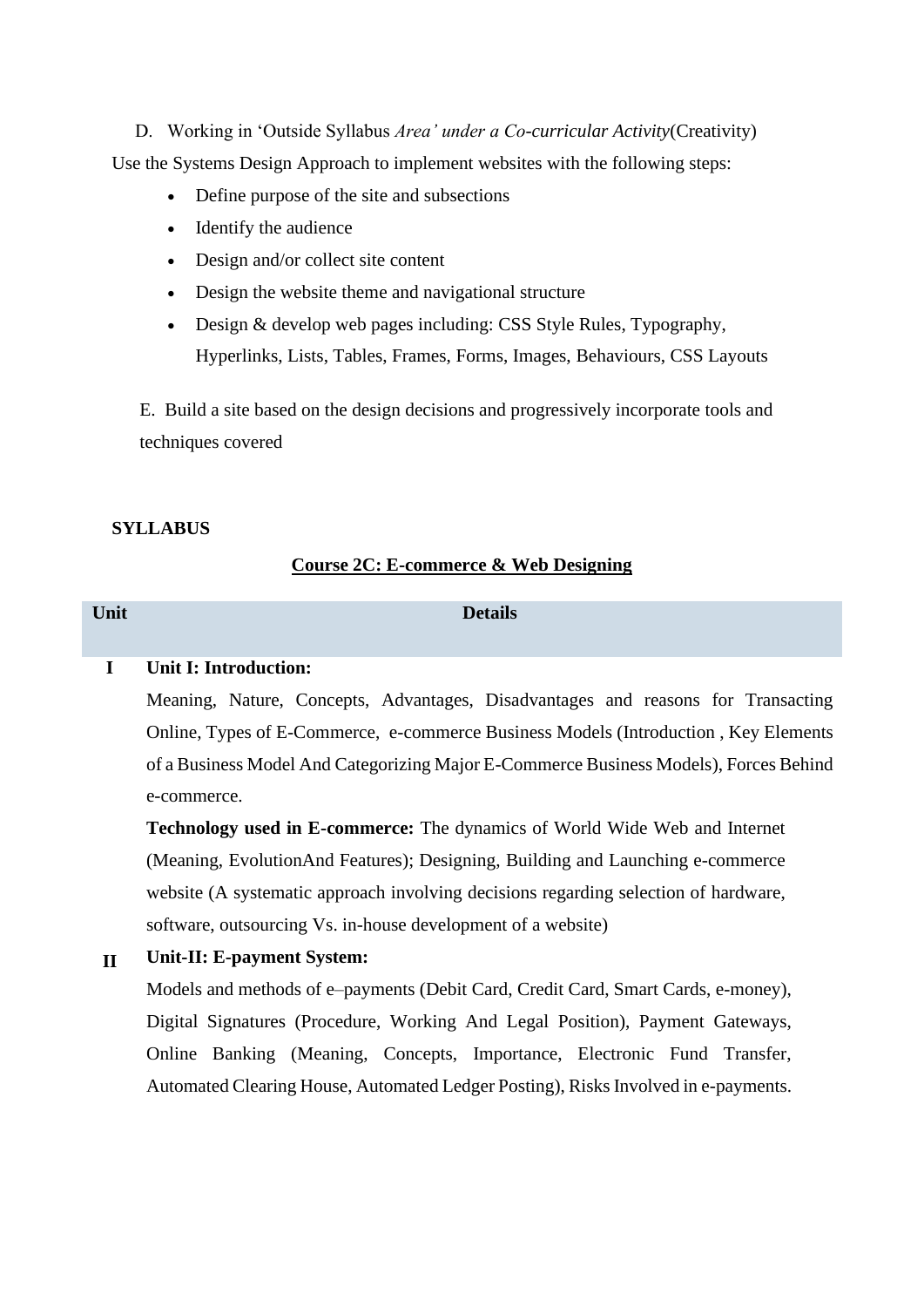D. Working in 'Outside Syllabus *Area' under a Co-curricular Activity*(Creativity)

Use the Systems Design Approach to implement websites with the following steps:

- Define purpose of the site and subsections
- Identify the audience
- Design and/or collect site content
- Design the website theme and navigational structure
- Design & develop web pages including: CSS Style Rules, Typography, Hyperlinks, Lists, Tables, Frames, Forms, Images, Behaviours, CSS Layouts

E. Build a site based on the design decisions and progressively incorporate tools and techniques covered

**SYLLABUS**

**Course 2C: E-commerce & Web Designing**

| Unit | Details |
|---|---|
| I | **Unit I: Introduction:**<br>Meaning, Nature, Concepts, Advantages, Disadvantages and reasons for Transacting Online, Types of E-Commerce, e-commerce Business Models (Introduction , Key Elements of a Business Model And Categorizing Major E-Commerce Business Models), Forces Behind e-commerce.<br>**Technology used in E-commerce:** The dynamics of World Wide Web and Internet (Meaning, EvolutionAnd Features); Designing, Building and Launching e-commerce website (A systematic approach involving decisions regarding selection of hardware, software, outsourcing Vs. in-house development of a website) |
| II | **Unit-II: E-payment System:**<br>Models and methods of e–payments (Debit Card, Credit Card, Smart Cards, e-money), Digital Signatures (Procedure, Working And Legal Position), Payment Gateways, Online Banking (Meaning, Concepts, Importance, Electronic Fund Transfer, Automated Clearing House, Automated Ledger Posting), Risks Involved in e-payments. |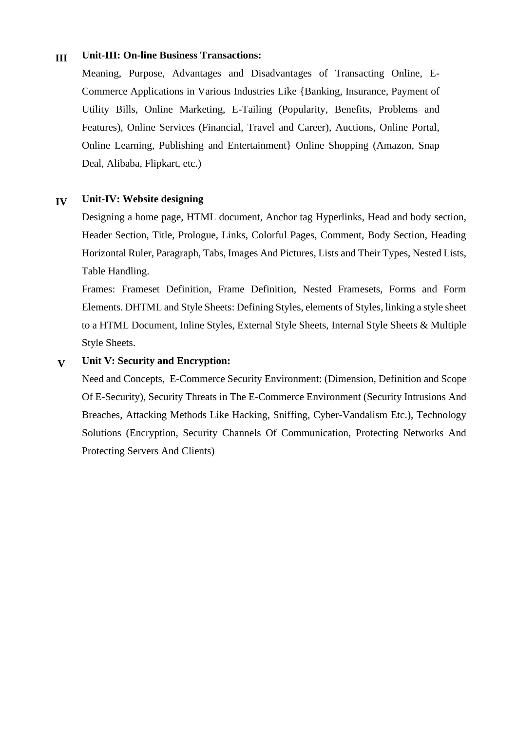**III** **Unit-III: On-line Business Transactions:**

Meaning, Purpose, Advantages and Disadvantages of Transacting Online, E-Commerce Applications in Various Industries Like {Banking, Insurance, Payment of Utility Bills, Online Marketing, E-Tailing (Popularity, Benefits, Problems and Features), Online Services (Financial, Travel and Career), Auctions, Online Portal, Online Learning, Publishing and Entertainment} Online Shopping (Amazon, Snap Deal, Alibaba, Flipkart, etc.)

**IV** **Unit-IV: Website designing**

Designing a home page, HTML document, Anchor tag Hyperlinks, Head and body section, Header Section, Title, Prologue, Links, Colorful Pages, Comment, Body Section, Heading Horizontal Ruler, Paragraph, Tabs, Images And Pictures, Lists and Their Types, Nested Lists, Table Handling.

Frames: Frameset Definition, Frame Definition, Nested Framesets, Forms and Form Elements. DHTML and Style Sheets: Defining Styles, elements of Styles, linking a style sheet to a HTML Document, Inline Styles, External Style Sheets, Internal Style Sheets & Multiple Style Sheets.

**V** **Unit V: Security and Encryption:**

Need and Concepts, E-Commerce Security Environment: (Dimension, Definition and Scope Of E-Security), Security Threats in The E-Commerce Environment (Security Intrusions And Breaches, Attacking Methods Like Hacking, Sniffing, Cyber-Vandalism Etc.), Technology Solutions (Encryption, Security Channels Of Communication, Protecting Networks And Protecting Servers And Clients)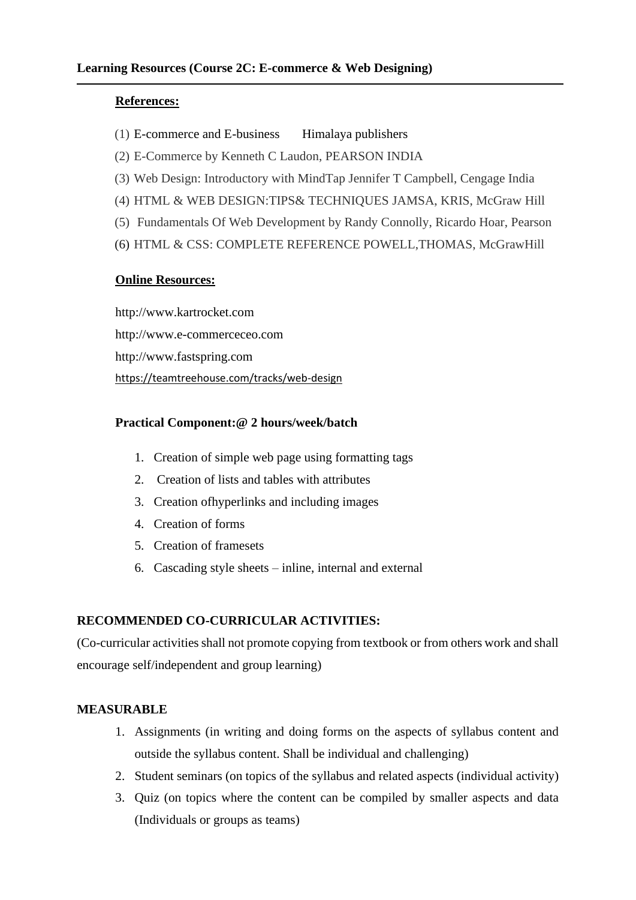**Learning Resources (Course 2C: E-commerce & Web Designing)**

---

**References:**

(1) E-commerce and E-business Himalaya publishers
(2) E-Commerce by Kenneth C Laudon, PEARSON INDIA
(3) Web Design: Introductory with MindTap Jennifer T Campbell, Cengage India
(4) HTML & WEB DESIGN:TIPS& TECHNIQUES JAMSA, KRIS, McGraw Hill
(5) Fundamentals Of Web Development by Randy Connolly, Ricardo Hoar, Pearson
(6) HTML & CSS: COMPLETE REFERENCE POWELL,THOMAS, McGrawHill

**Online Resources:**

http://www.kartrocket.com
http://www.e-commerceceo.com
http://www.fastspring.com
https://teamtreehouse.com/tracks/web-design

**Practical Component:@ 2 hours/week/batch**

1. Creation of simple web page using formatting tags
2. Creation of lists and tables with attributes
3. Creation ofhyperlinks and including images
4. Creation of forms
5. Creation of framesets
6. Cascading style sheets – inline, internal and external

**RECOMMENDED CO-CURRICULAR ACTIVITIES:**

(Co-curricular activities shall not promote copying from textbook or from others work and shall encourage self/independent and group learning)

**MEASURABLE**

1. Assignments (in writing and doing forms on the aspects of syllabus content and outside the syllabus content. Shall be individual and challenging)
2. Student seminars (on topics of the syllabus and related aspects (individual activity)
3. Quiz (on topics where the content can be compiled by smaller aspects and data (Individuals or groups as teams)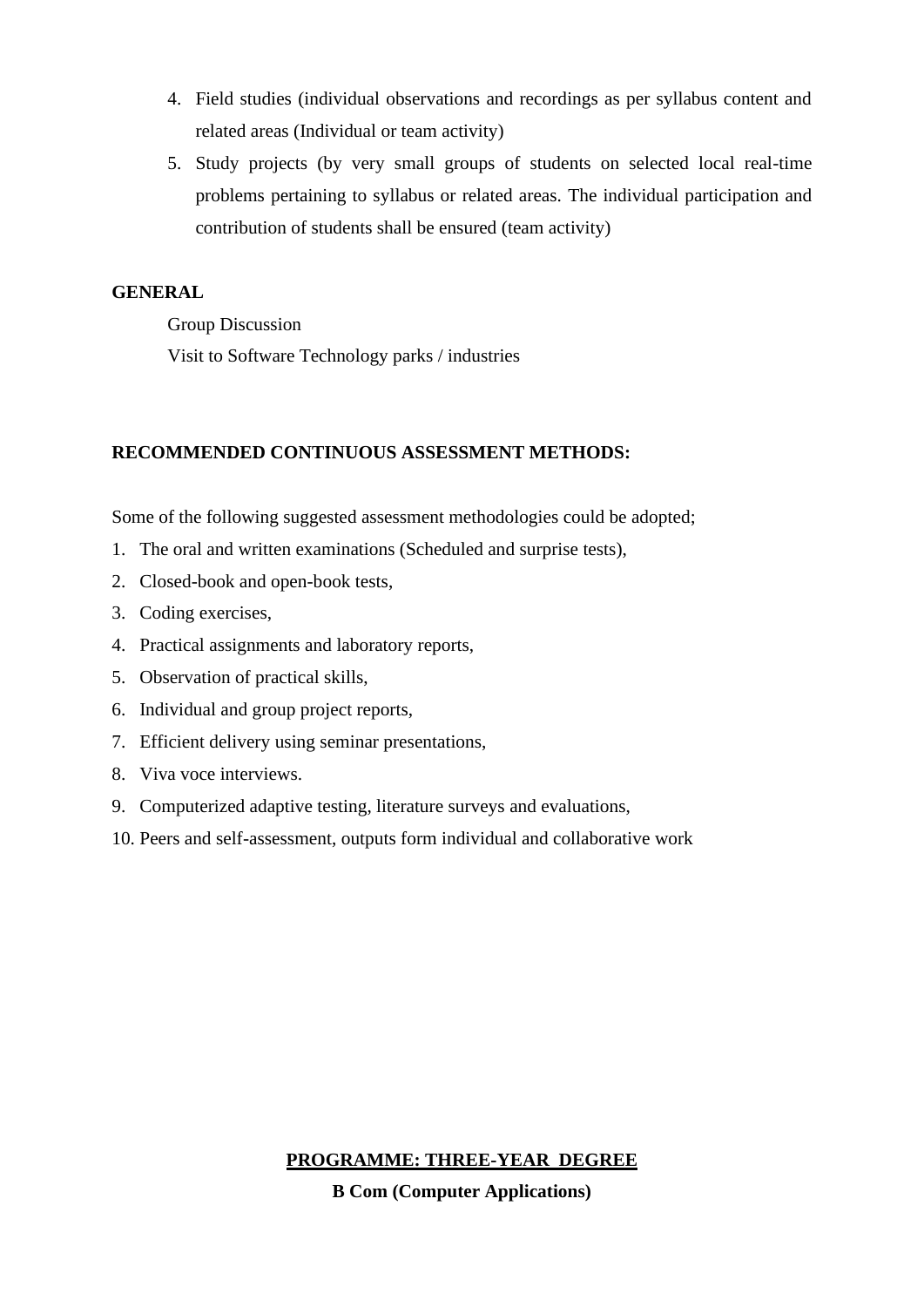4. Field studies (individual observations and recordings as per syllabus content and related areas (Individual or team activity)
5. Study projects (by very small groups of students on selected local real-time problems pertaining to syllabus or related areas. The individual participation and contribution of students shall be ensured (team activity)

**GENERAL**

Group Discussion

Visit to Software Technology parks / industries

**RECOMMENDED CONTINUOUS ASSESSMENT METHODS:**

Some of the following suggested assessment methodologies could be adopted;

1. The oral and written examinations (Scheduled and surprise tests),
2. Closed-book and open-book tests,
3. Coding exercises,
4. Practical assignments and laboratory reports,
5. Observation of practical skills,
6. Individual and group project reports,
7. Efficient delivery using seminar presentations,
8. Viva voce interviews.
9. Computerized adaptive testing, literature surveys and evaluations,
10. Peers and self-assessment, outputs form individual and collaborative work

**PROGRAMME: THREE-YEAR DEGREE**

**B Com (Computer Applications)**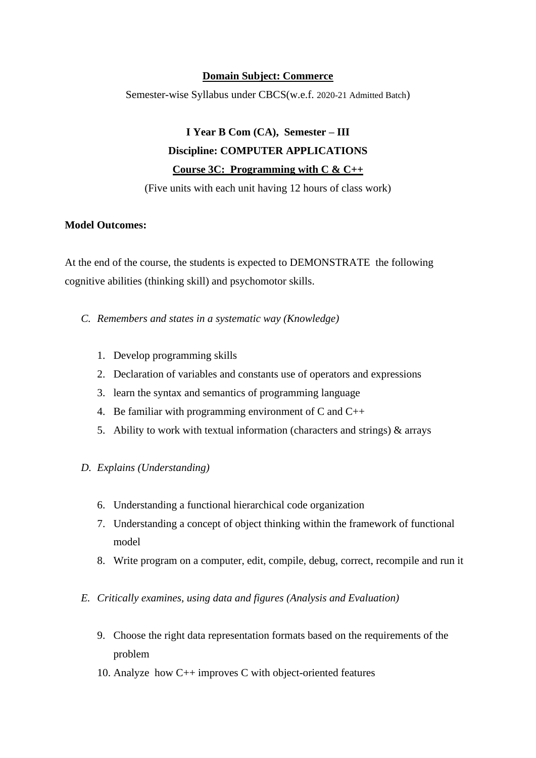**<u>Domain Subject: Commerce</u>**

Semester-wise Syllabus under CBCS(w.e.f. 2020-21 Admitted Batch)

**I Year B Com (CA), Semester – III**

**Discipline: COMPUTER APPLICATIONS**

**<u>Course 3C: Programming with C & C++</u>**

(Five units with each unit having 12 hours of class work)

**Model Outcomes:**

At the end of the course, the students is expected to DEMONSTRATE the following cognitive abilities (thinking skill) and psychomotor skills.

C. *Remembers and states in a systematic way (Knowledge)*

1. Develop programming skills
2. Declaration of variables and constants use of operators and expressions
3. learn the syntax and semantics of programming language
4. Be familiar with programming environment of C and C++
5. Ability to work with textual information (characters and strings) & arrays

D. *Explains (Understanding)*

6. Understanding a functional hierarchical code organization
7. Understanding a concept of object thinking within the framework of functional model
8. Write program on a computer, edit, compile, debug, correct, recompile and run it

E. *Critically examines, using data and figures (Analysis and Evaluation)*

9. Choose the right data representation formats based on the requirements of the problem
10. Analyze how C++ improves C with object-oriented features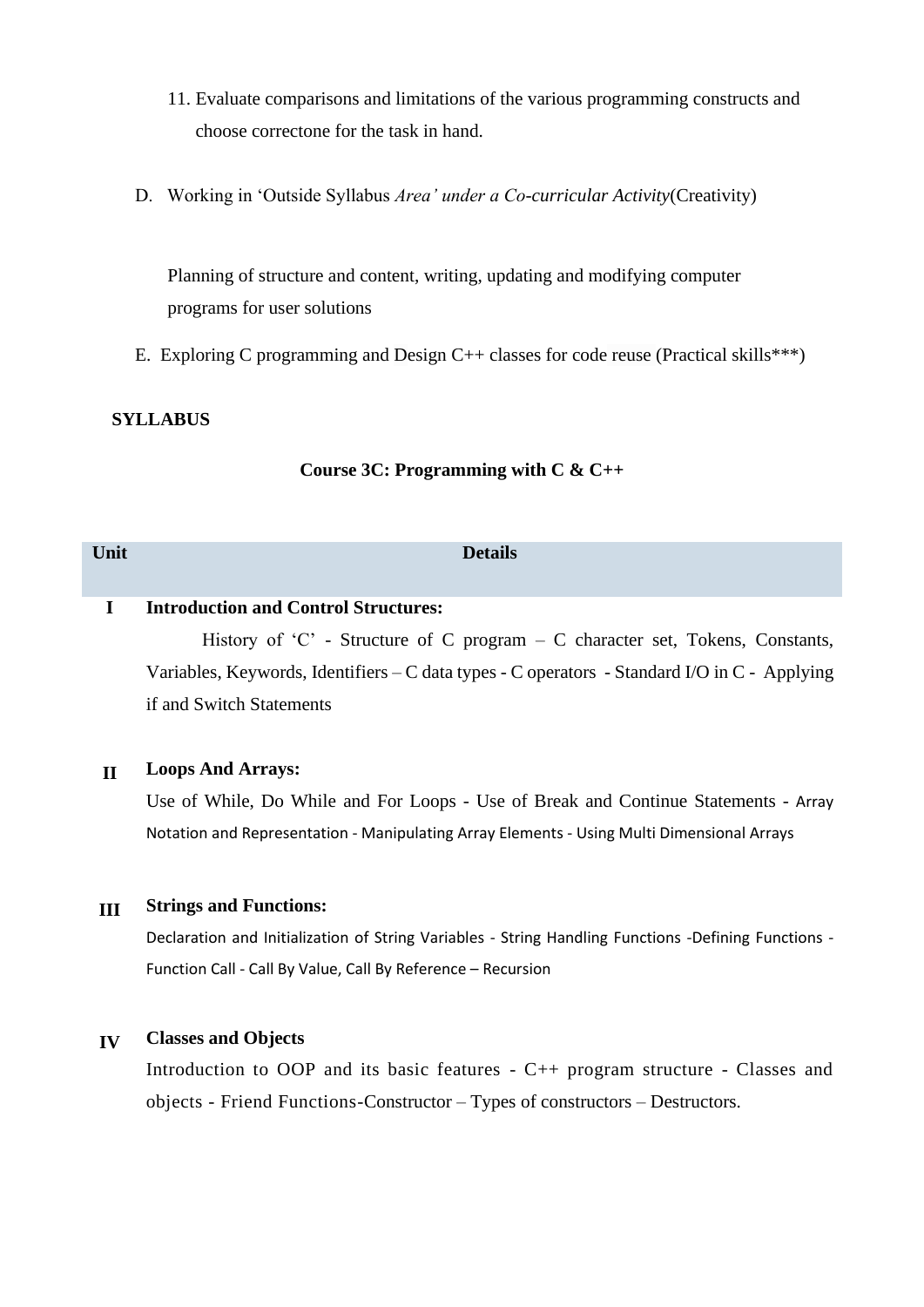11. Evaluate comparisons and limitations of the various programming constructs and choose correctone for the task in hand.

D. Working in 'Outside Syllabus *Area' under a Co-curricular Activity*(Creativity)

Planning of structure and content, writing, updating and modifying computer programs for user solutions

E. Exploring C programming and Design C++ classes for code reuse (Practical skills***)

**SYLLABUS**

**Course 3C: Programming with C & C++**

| Unit | Details |
|---|---|
| **I** | **Introduction and Control Structures:** History of 'C' - Structure of C program – C character set, Tokens, Constants, Variables, Keywords, Identifiers – C data types - C operators - Standard I/O in C - Applying if and Switch Statements |
| **II** | **Loops And Arrays:** Use of While, Do While and For Loops - Use of Break and Continue Statements - Array Notation and Representation - Manipulating Array Elements - Using Multi Dimensional Arrays |
| **III** | **Strings and Functions:** Declaration and Initialization of String Variables - String Handling Functions -Defining Functions - Function Call - Call By Value, Call By Reference – Recursion |
| **IV** | **Classes and Objects** Introduction to OOP and its basic features - C++ program structure - Classes and objects - Friend Functions-Constructor – Types of constructors – Destructors. |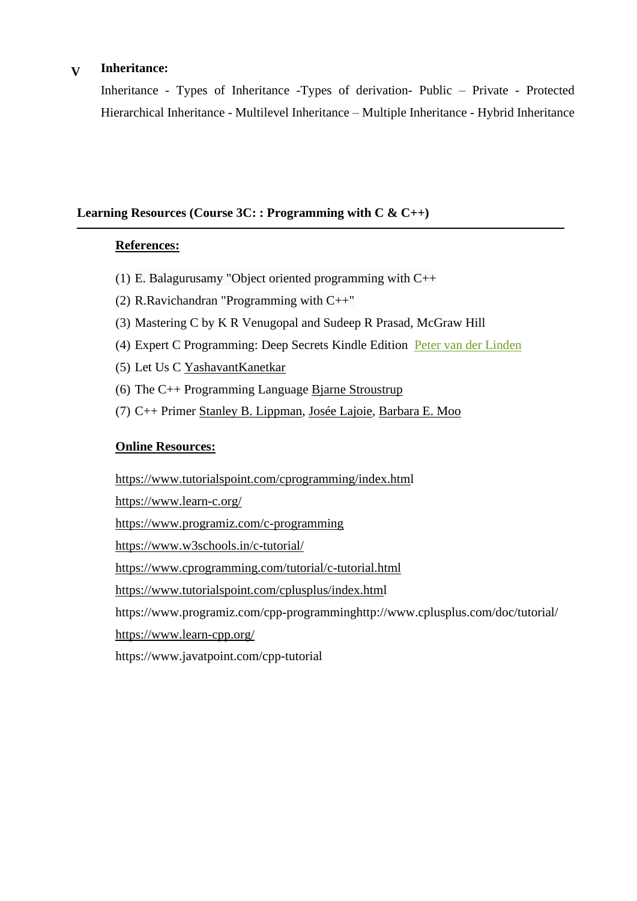**V** **Inheritance:**

Inheritance - Types of Inheritance -Types of derivation- Public – Private - Protected Hierarchical Inheritance - Multilevel Inheritance – Multiple Inheritance - Hybrid Inheritance

**Learning Resources (Course 3C: : Programming with C & C++)**

---

**References:**

(1) E. Balagurusamy "Object oriented programming with C++

(2) R.Ravichandran "Programming with C++"

(3) Mastering C by K R Venugopal and Sudeep R Prasad, McGraw Hill

(4) Expert C Programming: Deep Secrets Kindle Edition Peter van der Linden

(5) Let Us C YashavantKanetkar

(6) The C++ Programming Language Bjarne Stroustrup

(7) C++ Primer Stanley B. Lippman, Josée Lajoie, Barbara E. Moo

**Online Resources:**

https://www.tutorialspoint.com/cprogramming/index.html

https://www.learn-c.org/

https://www.programiz.com/c-programming

https://www.w3schools.in/c-tutorial/

https://www.cprogramming.com/tutorial/c-tutorial.html

https://www.tutorialspoint.com/cplusplus/index.html

https://www.programiz.com/cpp-programminghttp://www.cplusplus.com/doc/tutorial/

https://www.learn-cpp.org/

https://www.javatpoint.com/cpp-tutorial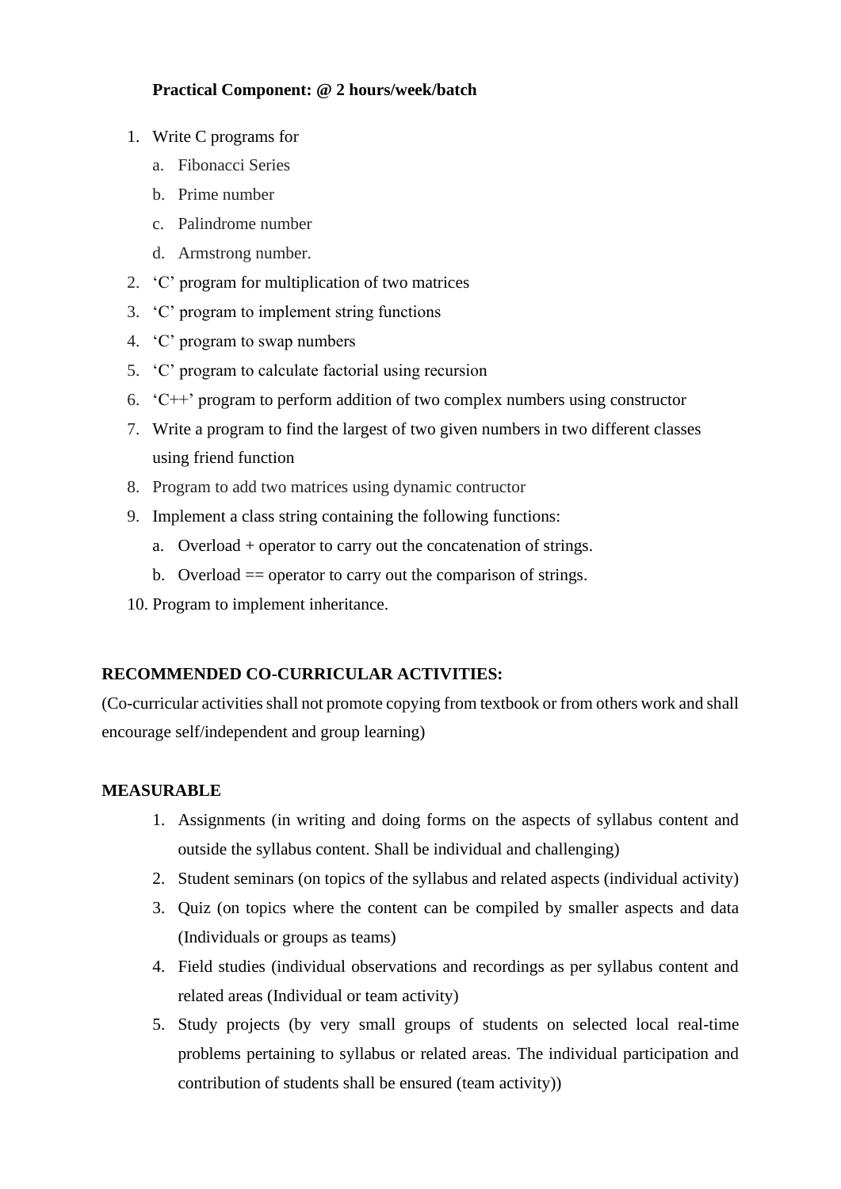**Practical Component: @ 2 hours/week/batch**

1. Write C programs for
   a. Fibonacci Series
   b. Prime number
   c. Palindrome number
   d. Armstrong number.
2. 'C' program for multiplication of two matrices
3. 'C' program to implement string functions
4. 'C' program to swap numbers
5. 'C' program to calculate factorial using recursion
6. 'C++' program to perform addition of two complex numbers using constructor
7. Write a program to find the largest of two given numbers in two different classes using friend function
8. Program to add two matrices using dynamic contructor
9. Implement a class string containing the following functions:
   a. Overload + operator to carry out the concatenation of strings.
   b. Overload == operator to carry out the comparison of strings.
10. Program to implement inheritance.

**RECOMMENDED CO-CURRICULAR ACTIVITIES:**

(Co-curricular activities shall not promote copying from textbook or from others work and shall encourage self/independent and group learning)

**MEASURABLE**

1. Assignments (in writing and doing forms on the aspects of syllabus content and outside the syllabus content. Shall be individual and challenging)
2. Student seminars (on topics of the syllabus and related aspects (individual activity)
3. Quiz (on topics where the content can be compiled by smaller aspects and data (Individuals or groups as teams)
4. Field studies (individual observations and recordings as per syllabus content and related areas (Individual or team activity)
5. Study projects (by very small groups of students on selected local real-time problems pertaining to syllabus or related areas. The individual participation and contribution of students shall be ensured (team activity))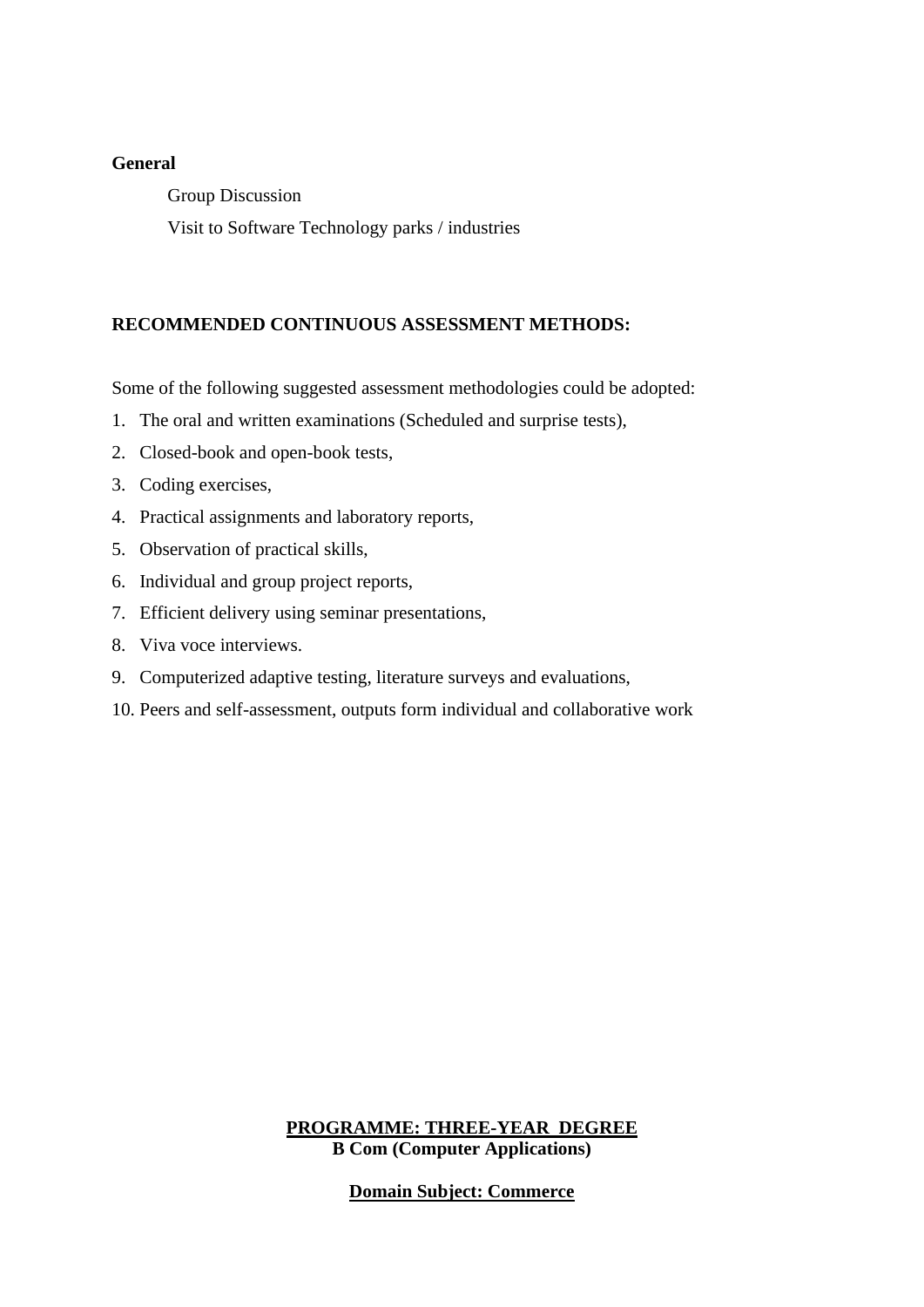**General**

Group Discussion

Visit to Software Technology parks / industries

**RECOMMENDED CONTINUOUS ASSESSMENT METHODS:**

Some of the following suggested assessment methodologies could be adopted:

1. The oral and written examinations (Scheduled and surprise tests),
2. Closed-book and open-book tests,
3. Coding exercises,
4. Practical assignments and laboratory reports,
5. Observation of practical skills,
6. Individual and group project reports,
7. Efficient delivery using seminar presentations,
8. Viva voce interviews.
9. Computerized adaptive testing, literature surveys and evaluations,
10. Peers and self-assessment, outputs form individual and collaborative work

**PROGRAMME: THREE-YEAR DEGREE**
**B Com (Computer Applications)**

**Domain Subject: Commerce**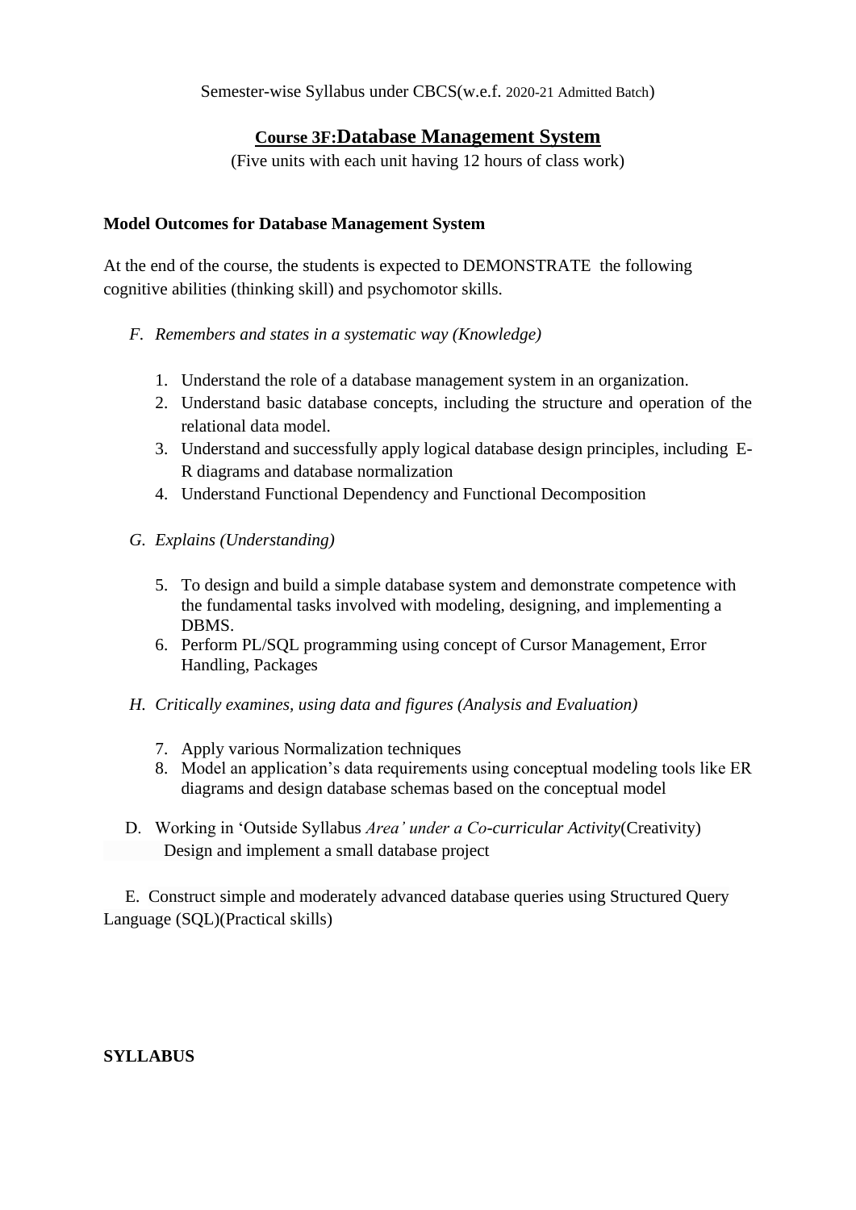Semester-wise Syllabus under CBCS(w.e.f. 2020-21 Admitted Batch)

## Course 3F:Database Management System

(Five units with each unit having 12 hours of class work)

**Model Outcomes for Database Management System**

At the end of the course, the students is expected to DEMONSTRATE the following cognitive abilities (thinking skill) and psychomotor skills.

F. *Remembers and states in a systematic way (Knowledge)*

1. Understand the role of a database management system in an organization.
2. Understand basic database concepts, including the structure and operation of the relational data model.
3. Understand and successfully apply logical database design principles, including E-R diagrams and database normalization
4. Understand Functional Dependency and Functional Decomposition

G. *Explains (Understanding)*

5. To design and build a simple database system and demonstrate competence with the fundamental tasks involved with modeling, designing, and implementing a DBMS.
6. Perform PL/SQL programming using concept of Cursor Management, Error Handling, Packages

H. *Critically examines, using data and figures (Analysis and Evaluation)*

7. Apply various Normalization techniques
8. Model an application's data requirements using conceptual modeling tools like ER diagrams and design database schemas based on the conceptual model

D. Working in 'Outside Syllabus *Area' under a Co-curricular Activity*(Creativity)
Design and implement a small database project

E. Construct simple and moderately advanced database queries using Structured Query Language (SQL)(Practical skills)

**SYLLABUS**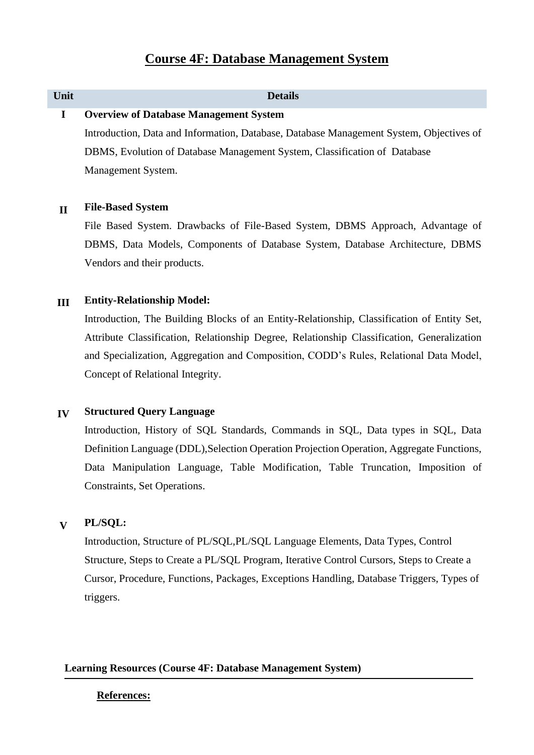# Course 4F: Database Management System

| Unit | Details |
|---|---|
| I | **Overview of Database Management System**<br>Introduction, Data and Information, Database, Database Management System, Objectives of DBMS, Evolution of Database Management System, Classification of Database Management System. |
| II | **File-Based System**<br>File Based System. Drawbacks of File-Based System, DBMS Approach, Advantage of DBMS, Data Models, Components of Database System, Database Architecture, DBMS Vendors and their products. |
| III | **Entity-Relationship Model:**<br>Introduction, The Building Blocks of an Entity-Relationship, Classification of Entity Set, Attribute Classification, Relationship Degree, Relationship Classification, Generalization and Specialization, Aggregation and Composition, CODD's Rules, Relational Data Model, Concept of Relational Integrity. |
| IV | **Structured Query Language**<br>Introduction, History of SQL Standards, Commands in SQL, Data types in SQL, Data Definition Language (DDL),Selection Operation Projection Operation, Aggregate Functions, Data Manipulation Language, Table Modification, Table Truncation, Imposition of Constraints, Set Operations. |
| V | **PL/SQL:**<br>Introduction, Structure of PL/SQL,PL/SQL Language Elements, Data Types, Control Structure, Steps to Create a PL/SQL Program, Iterative Control Cursors, Steps to Create a Cursor, Procedure, Functions, Packages, Exceptions Handling, Database Triggers, Types of triggers. |

**Learning Resources (Course 4F: Database Management System)**

**References:**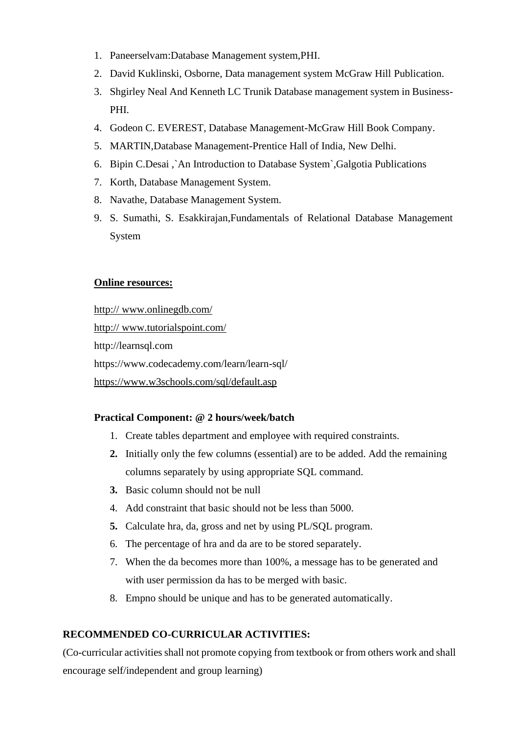1. Paneerselvam:Database Management system,PHI.
2. David Kuklinski, Osborne, Data management system McGraw Hill Publication.
3. Shgirley Neal And Kenneth LC Trunik Database management system in Business-PHI.
4. Godeon C. EVEREST, Database Management-McGraw Hill Book Company.
5. MARTIN,Database Management-Prentice Hall of India, New Delhi.
6. Bipin C.Desai ,`An Introduction to Database System`,Galgotia Publications
7. Korth, Database Management System.
8. Navathe, Database Management System.
9. S. Sumathi, S. Esakkirajan,Fundamentals of Relational Database Management System

**Online resources:**

http:// www.onlinegdb.com/

http:// www.tutorialspoint.com/

http://learnsql.com

https://www.codecademy.com/learn/learn-sql/

https://www.w3schools.com/sql/default.asp

**Practical Component: @ 2 hours/week/batch**

1. Create tables department and employee with required constraints.
2. Initially only the few columns (essential) are to be added. Add the remaining columns separately by using appropriate SQL command.
3. Basic column should not be null
4. Add constraint that basic should not be less than 5000.
5. Calculate hra, da, gross and net by using PL/SQL program.
6. The percentage of hra and da are to be stored separately.
7. When the da becomes more than 100%, a message has to be generated and with user permission da has to be merged with basic.
8. Empno should be unique and has to be generated automatically.

**RECOMMENDED CO-CURRICULAR ACTIVITIES:**

(Co-curricular activities shall not promote copying from textbook or from others work and shall encourage self/independent and group learning)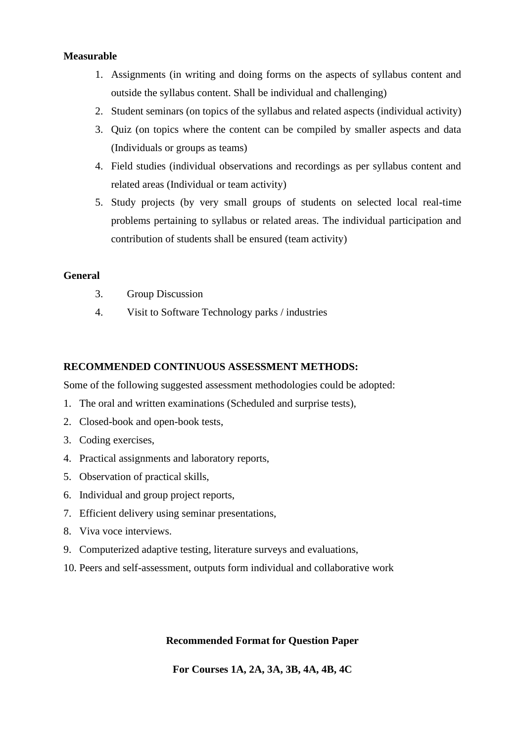**Measurable**

1. Assignments (in writing and doing forms on the aspects of syllabus content and outside the syllabus content. Shall be individual and challenging)
2. Student seminars (on topics of the syllabus and related aspects (individual activity)
3. Quiz (on topics where the content can be compiled by smaller aspects and data (Individuals or groups as teams)
4. Field studies (individual observations and recordings as per syllabus content and related areas (Individual or team activity)
5. Study projects (by very small groups of students on selected local real-time problems pertaining to syllabus or related areas. The individual participation and contribution of students shall be ensured (team activity)

**General**

3. Group Discussion
4. Visit to Software Technology parks / industries

**RECOMMENDED CONTINUOUS ASSESSMENT METHODS:**

Some of the following suggested assessment methodologies could be adopted:

1. The oral and written examinations (Scheduled and surprise tests),
2. Closed-book and open-book tests,
3. Coding exercises,
4. Practical assignments and laboratory reports,
5. Observation of practical skills,
6. Individual and group project reports,
7. Efficient delivery using seminar presentations,
8. Viva voce interviews.
9. Computerized adaptive testing, literature surveys and evaluations,
10. Peers and self-assessment, outputs form individual and collaborative work

**Recommended Format for Question Paper**

**For Courses 1A, 2A, 3A, 3B, 4A, 4B, 4C**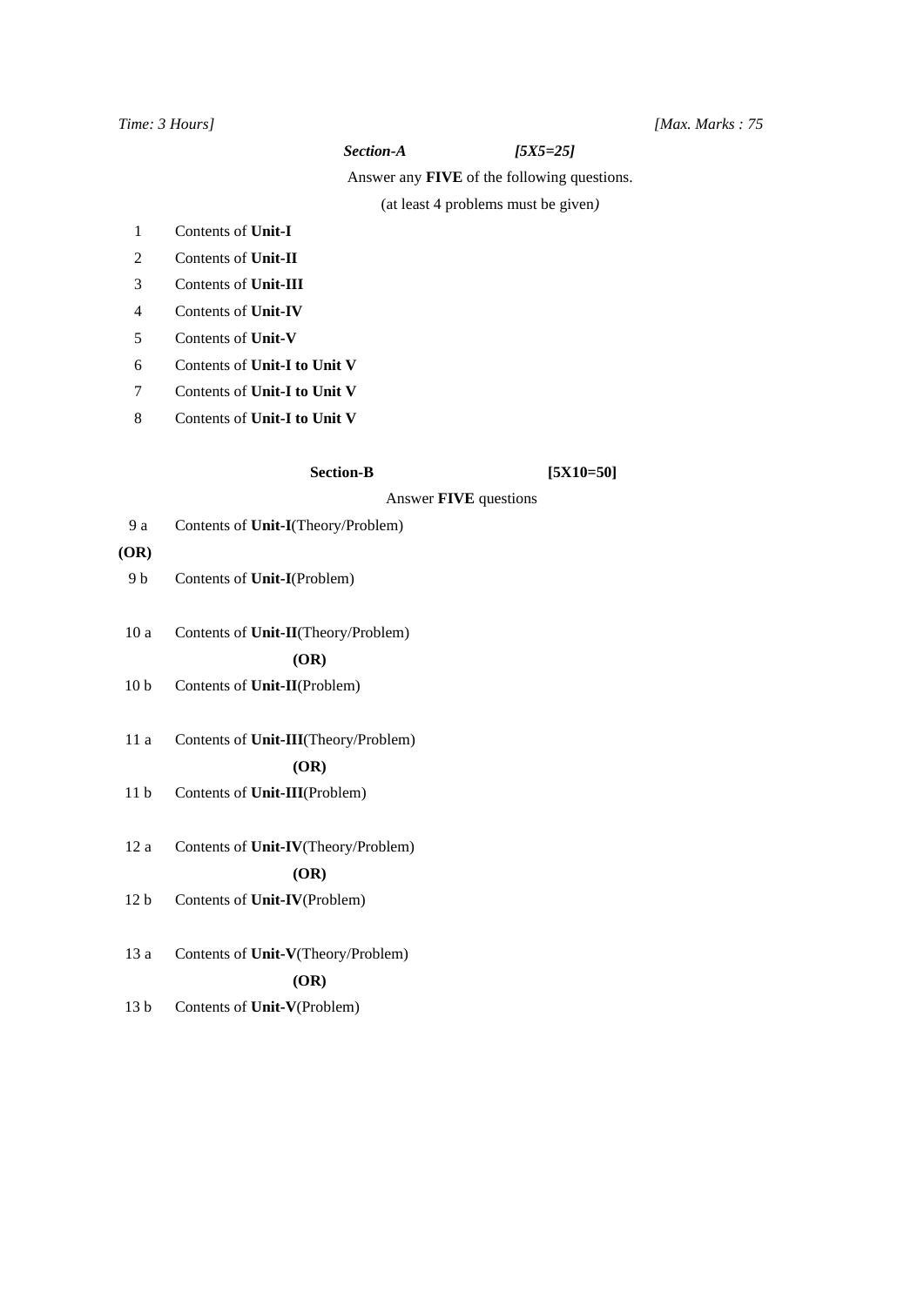*Time: 3 Hours]* *[Max. Marks : 75*

***Section-A*** ***[5X5=25]***

Answer any **FIVE** of the following questions.

(at least 4 problems must be given*)*

1 Contents of **Unit-I**

2 Contents of **Unit-II**

3 Contents of **Unit-III**

4 Contents of **Unit-IV**

5 Contents of **Unit-V**

6 Contents of **Unit-I to Unit V**

7 Contents of **Unit-I to Unit V**

8 Contents of **Unit-I to Unit V**

**Section-B** **[5X10=50]**

Answer **FIVE** questions

9 a Contents of **Unit-I**(Theory/Problem)

**(OR)**

9 b Contents of **Unit-I**(Problem)

10 a Contents of **Unit-II**(Theory/Problem)

**(OR)**

10 b Contents of **Unit-II**(Problem)

11 a Contents of **Unit-III**(Theory/Problem)

**(OR)**

11 b Contents of **Unit-III**(Problem)

12 a Contents of **Unit-IV**(Theory/Problem)

**(OR)**

12 b Contents of **Unit-IV**(Problem)

13 a Contents of **Unit-V**(Theory/Problem)

**(OR)**

13 b Contents of **Unit-V**(Problem)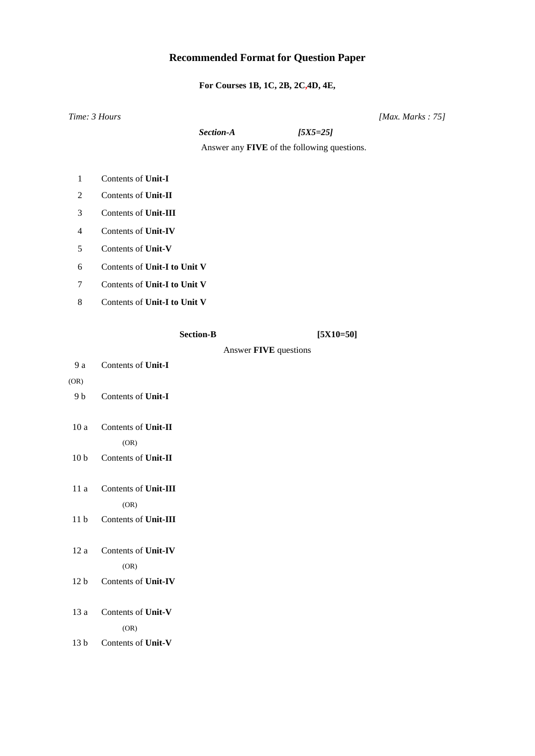# Recommended Format for Question Paper

**For Courses 1B, 1C, 2B, 2C,4D, 4E,**

*Time: 3 Hours* *[Max. Marks : 75]*

***Section-A*** ***[5X5=25]***

Answer any **FIVE** of the following questions.

1 Contents of **Unit-I**

2 Contents of **Unit-II**

3 Contents of **Unit-III**

4 Contents of **Unit-IV**

5 Contents of **Unit-V**

6 Contents of **Unit-I to Unit V**

7 Contents of **Unit-I to Unit V**

8 Contents of **Unit-I to Unit V**

**Section-B** **[5X10=50]**

Answer **FIVE** questions

9 a Contents of **Unit-I**

(OR)

9 b Contents of **Unit-I**

10 a Contents of **Unit-II**

(OR)

10 b Contents of **Unit-II**

11 a Contents of **Unit-III**

(OR)

11 b Contents of **Unit-III**

12 a Contents of **Unit-IV**

(OR)

12 b Contents of **Unit-IV**

13 a Contents of **Unit-V**

(OR)

13 b Contents of **Unit-V**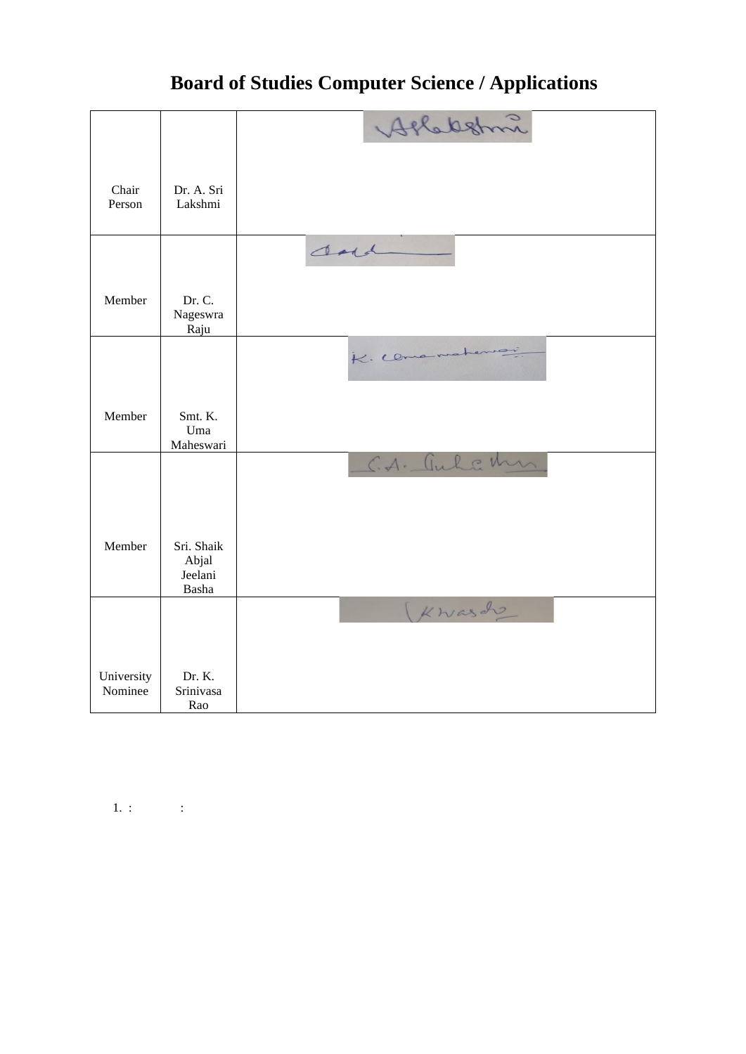# Board of Studies Computer Science / Applications

| | | |
|---|---|---|
| Chair Person | Dr. A. Sri Lakshmi | |
| Member | Dr. C. Nageswra Raju | |
| Member | Smt. K. Uma Maheswari | |
| Member | Sri. Shaik Abjal Jeelani Basha | |
| University Nominee | Dr. K. Srinivasa Rao | |

1. : :